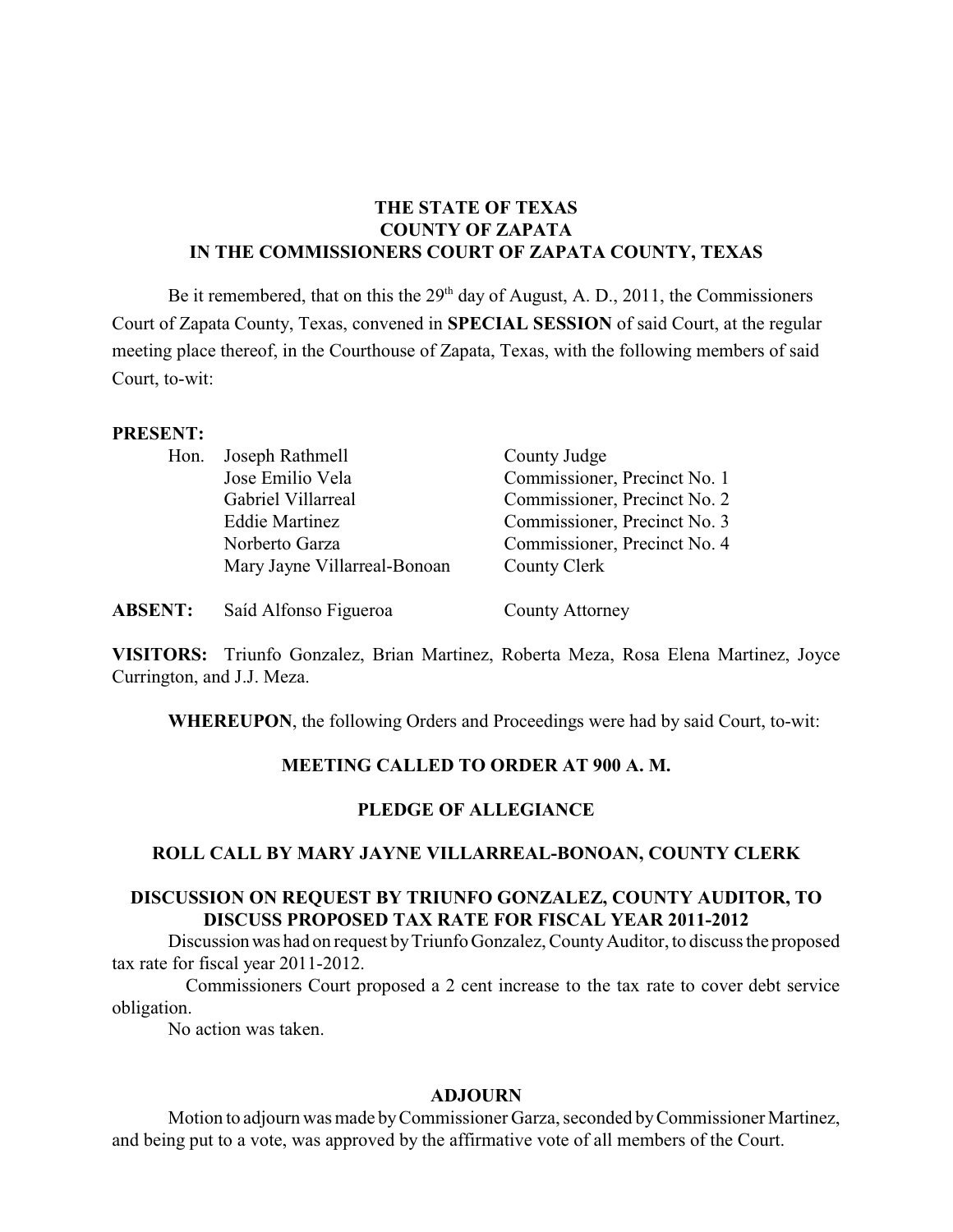**THE STATE OF TEXAS**
**COUNTY OF ZAPATA**
**IN THE COMMISSIONERS COURT OF ZAPATA COUNTY, TEXAS**

Be it remembered, that on this the 29th day of August, A. D., 2011, the Commissioners Court of Zapata County, Texas, convened in **SPECIAL SESSION** of said Court, at the regular meeting place thereof, in the Courthouse of Zapata, Texas, with the following members of said Court, to-wit:

**PRESENT:**

| | | |
|---|---|---|
| Hon. | Joseph Rathmell | County Judge |
| | Jose Emilio Vela | Commissioner, Precinct No. 1 |
| | Gabriel Villarreal | Commissioner, Precinct No. 2 |
| | Eddie Martinez | Commissioner, Precinct No. 3 |
| | Norberto Garza | Commissioner, Precinct No. 4 |
| | Mary Jayne Villarreal-Bonoan | County Clerk |

**ABSENT:** Saíd Alfonso Figueroa — County Attorney

**VISITORS:** Triunfo Gonzalez, Brian Martinez, Roberta Meza, Rosa Elena Martinez, Joyce Currington, and J.J. Meza.

**WHEREUPON**, the following Orders and Proceedings were had by said Court, to-wit:

**MEETING CALLED TO ORDER AT 900 A. M.**

**PLEDGE OF ALLEGIANCE**

**ROLL CALL BY MARY JAYNE VILLARREAL-BONOAN, COUNTY CLERK**

**DISCUSSION ON REQUEST BY TRIUNFO GONZALEZ, COUNTY AUDITOR, TO DISCUSS PROPOSED TAX RATE FOR FISCAL YEAR 2011-2012**

Discussion was had on request by Triunfo Gonzalez, County Auditor, to discuss the proposed tax rate for fiscal year 2011-2012.

Commissioners Court proposed a 2 cent increase to the tax rate to cover debt service obligation.

No action was taken.

**ADJOURN**

Motion to adjourn was made by Commissioner Garza, seconded by Commissioner Martinez, and being put to a vote, was approved by the affirmative vote of all members of the Court.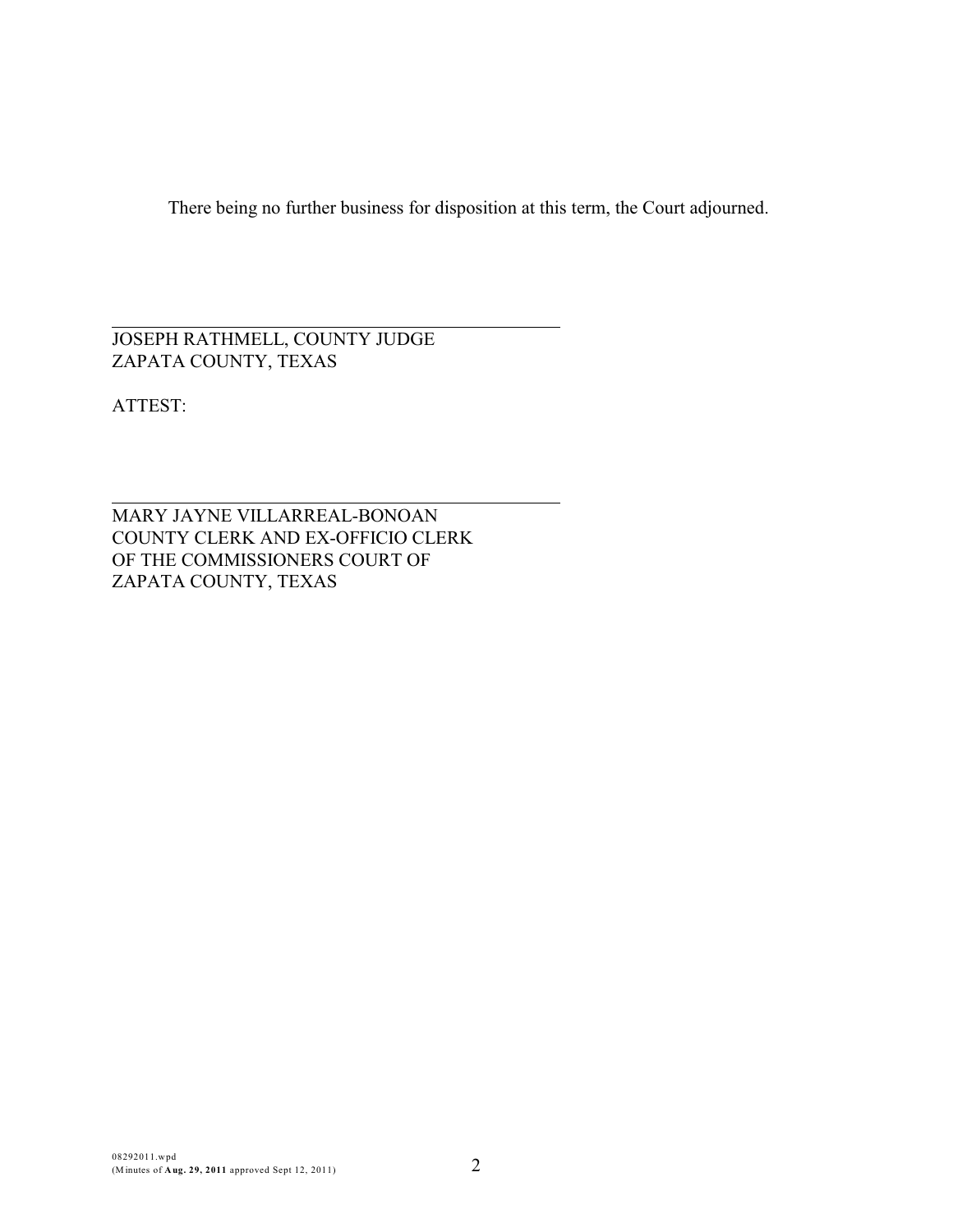There being no further business for disposition at this term, the Court adjourned.

\_\_\_\_\_\_\_\_\_\_\_\_\_\_\_\_\_\_\_\_\_\_\_\_\_\_\_\_\_\_\_\_\_\_\_\_\_\_\_\_\_\_\_\_

JOSEPH RATHMELL, COUNTY JUDGE
ZAPATA COUNTY, TEXAS

ATTEST:

\_\_\_\_\_\_\_\_\_\_\_\_\_\_\_\_\_\_\_\_\_\_\_\_\_\_\_\_\_\_\_\_\_\_\_\_\_\_\_\_\_\_\_\_

MARY JAYNE VILLARREAL-BONOAN
COUNTY CLERK AND EX-OFFICIO CLERK
OF THE COMMISSIONERS COURT OF
ZAPATA COUNTY, TEXAS

08292011.wpd
(Minutes of **Aug. 29, 2011** approved Sept 12, 2011)